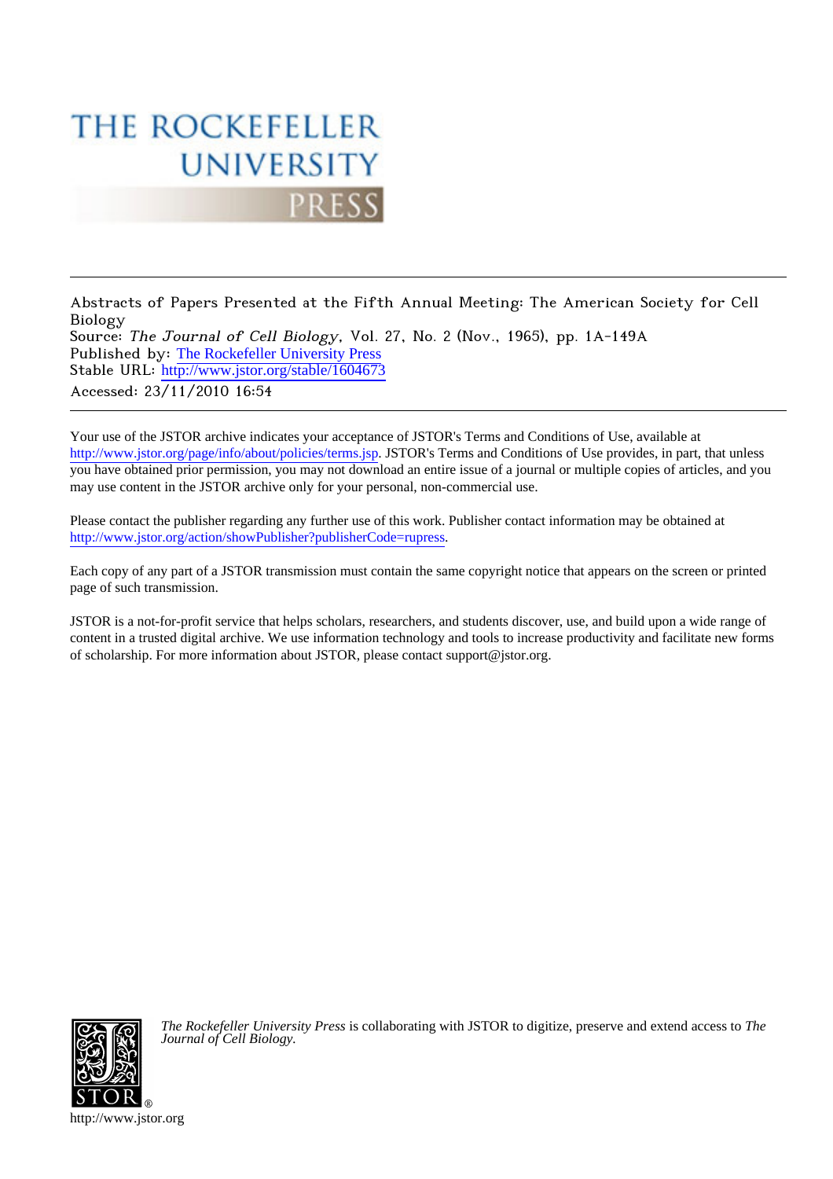THE ROCKEFELLER UNIVERSITY PRESS

Abstracts of Papers Presented at the Fifth Annual Meeting: The American Society for Cell Biology
Source: *The Journal of Cell Biology*, Vol. 27, No. 2 (Nov., 1965), pp. 1A-149A
Published by: The Rockefeller University Press
Stable URL: http://www.jstor.org/stable/1604673
Accessed: 23/11/2010 16:54

Your use of the JSTOR archive indicates your acceptance of JSTOR's Terms and Conditions of Use, available at http://www.jstor.org/page/info/about/policies/terms.jsp. JSTOR's Terms and Conditions of Use provides, in part, that unless you have obtained prior permission, you may not download an entire issue of a journal or multiple copies of articles, and you may use content in the JSTOR archive only for your personal, non-commercial use.

Please contact the publisher regarding any further use of this work. Publisher contact information may be obtained at http://www.jstor.org/action/showPublisher?publisherCode=rupress.

Each copy of any part of a JSTOR transmission must contain the same copyright notice that appears on the screen or printed page of such transmission.

JSTOR is a not-for-profit service that helps scholars, researchers, and students discover, use, and build upon a wide range of content in a trusted digital archive. We use information technology and tools to increase productivity and facilitate new forms of scholarship. For more information about JSTOR, please contact support@jstor.org.

*The Rockefeller University Press* is collaborating with JSTOR to digitize, preserve and extend access to *The Journal of Cell Biology*.

http://www.jstor.org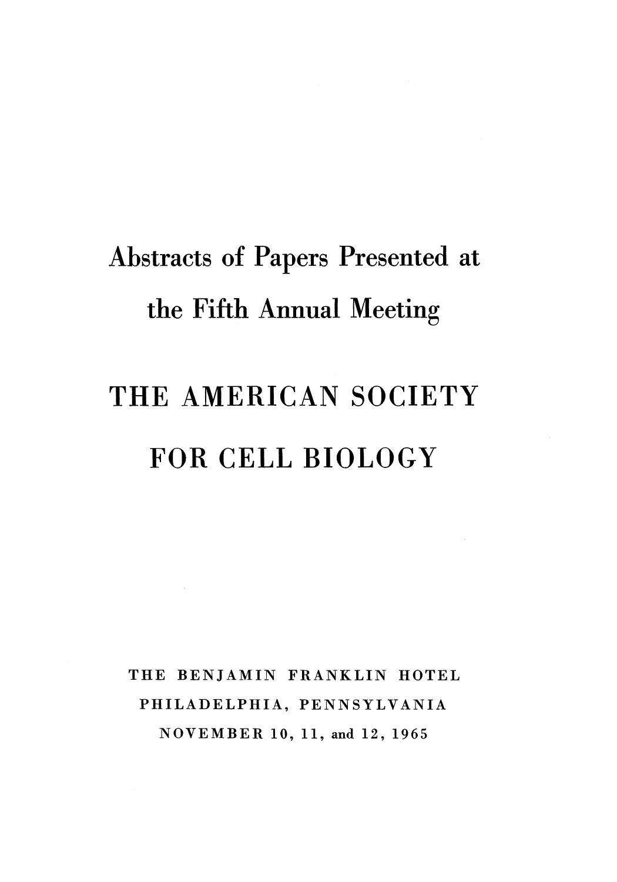# Abstracts of Papers Presented at the Fifth Annual Meeting

# THE AMERICAN SOCIETY FOR CELL BIOLOGY

THE BENJAMIN FRANKLIN HOTEL
PHILADELPHIA, PENNSYLVANIA
NOVEMBER 10, 11, and 12, 1965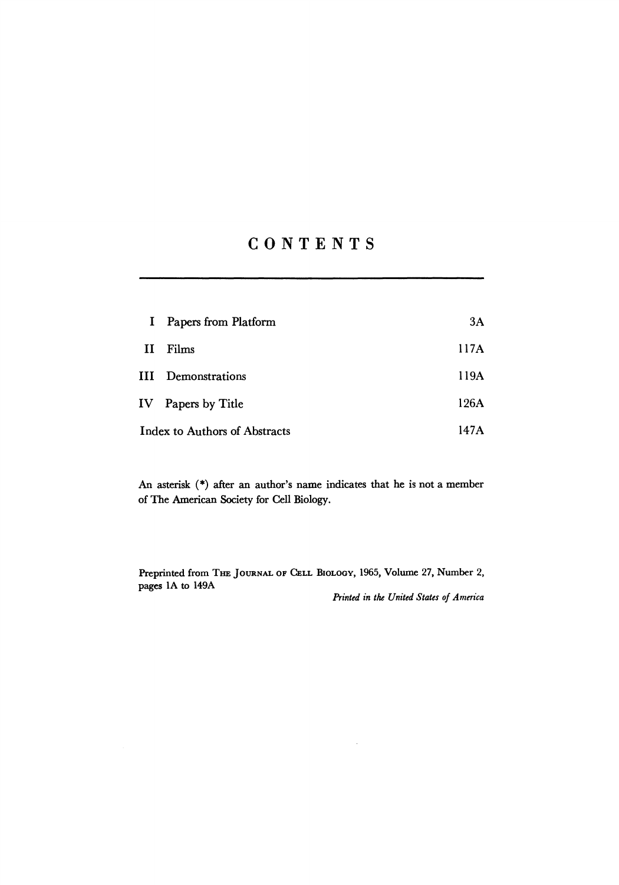# CONTENTS

| | | |
|---|---|---|
| I | Papers from Platform | 3A |
| II | Films | 117A |
| III | Demonstrations | 119A |
| IV | Papers by Title | 126A |
| Index to Authors of Abstracts | | 147A |

An asterisk (*) after an author's name indicates that he is not a member of The American Society for Cell Biology.

Preprinted from THE JOURNAL OF CELL BIOLOGY, 1965, Volume 27, Number 2, pages 1A to 149A

*Printed in the United States of America*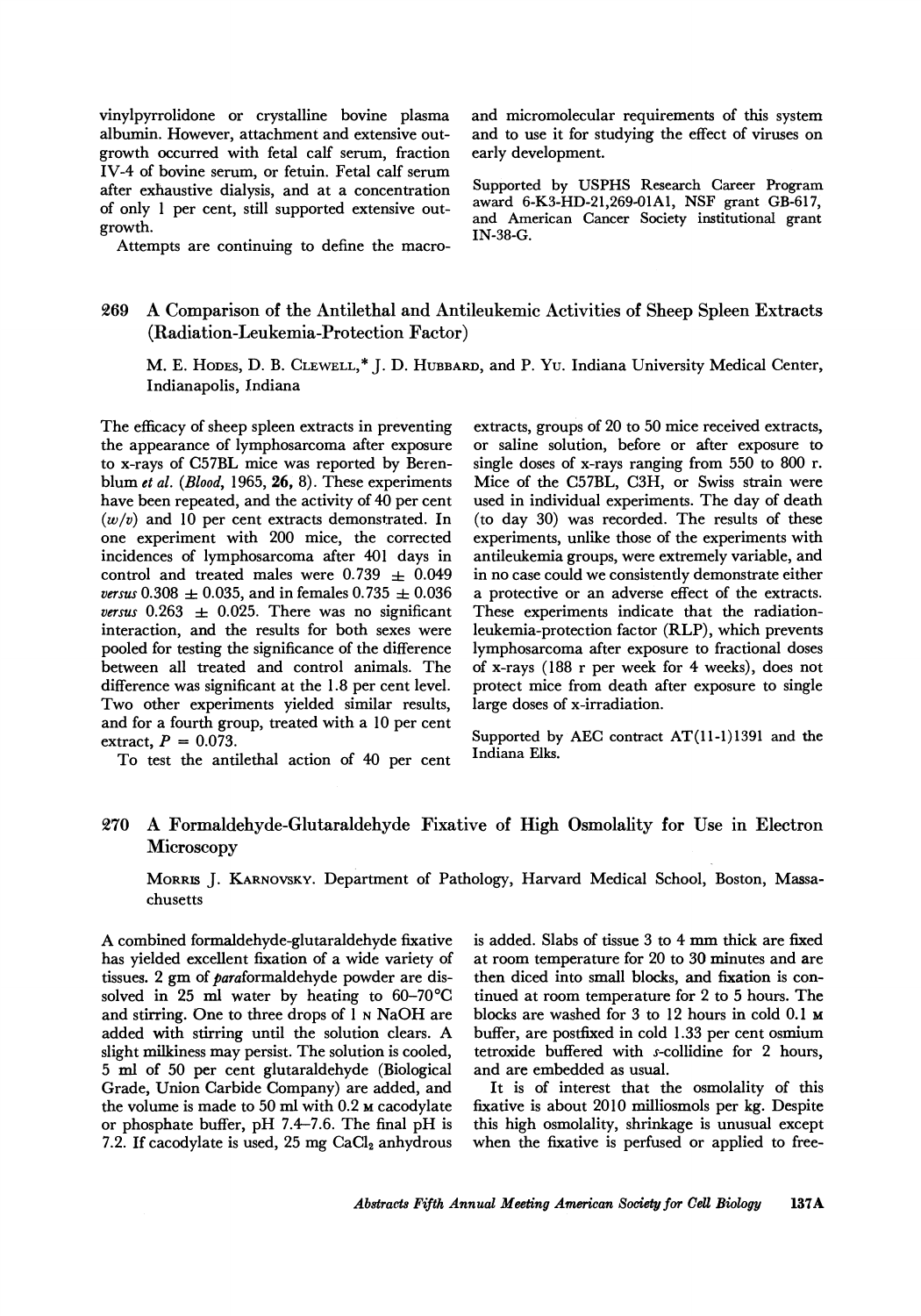vinylpyrrolidone or crystalline bovine plasma albumin. However, attachment and extensive outgrowth occurred with fetal calf serum, fraction IV-4 of bovine serum, or fetuin. Fetal calf serum after exhaustive dialysis, and at a concentration of only 1 per cent, still supported extensive outgrowth.

Attempts are continuing to define the macro- and micromolecular requirements of this system and to use it for studying the effect of viruses on early development.

Supported by USPHS Research Career Program award 6-K3-HD-21,269-01A1, NSF grant GB-617, and American Cancer Society institutional grant IN-38-G.

## 269 A Comparison of the Antilethal and Antileukemic Activities of Sheep Spleen Extracts (Radiation-Leukemia-Protection Factor)

M. E. Hodes, D. B. Clewell,* J. D. Hubbard, and P. Yu. Indiana University Medical Center, Indianapolis, Indiana

The efficacy of sheep spleen extracts in preventing the appearance of lymphosarcoma after exposure to x-rays of C57BL mice was reported by Berenblum *et al.* (*Blood*, 1965, **26**, 8). These experiments have been repeated, and the activity of 40 per cent ($w/v$) and 10 per cent extracts demonstrated. In one experiment with 200 mice, the corrected incidences of lymphosarcoma after 401 days in control and treated males were $0.739 \pm 0.049$ *versus* $0.308 \pm 0.035$, and in females $0.735 \pm 0.036$ *versus* $0.263 \pm 0.025$. There was no significant interaction, and the results for both sexes were pooled for testing the significance of the difference between all treated and control animals. The difference was significant at the 1.8 per cent level. Two other experiments yielded similar results, and for a fourth group, treated with a 10 per cent extract, $P = 0.073$.

To test the antilethal action of 40 per cent extracts, groups of 20 to 50 mice received extracts, or saline solution, before or after exposure to single doses of x-rays ranging from 550 to 800 r. Mice of the C57BL, C3H, or Swiss strain were used in individual experiments. The day of death (to day 30) was recorded. The results of these experiments, unlike those of the experiments with antileukemia groups, were extremely variable, and in no case could we consistently demonstrate either a protective or an adverse effect of the extracts. These experiments indicate that the radiation-leukemia-protection factor (RLP), which prevents lymphosarcoma after exposure to fractional doses of x-rays (188 r per week for 4 weeks), does not protect mice from death after exposure to single large doses of x-irradiation.

Supported by AEC contract AT(11-1)1391 and the Indiana Elks.

## 270 A Formaldehyde-Glutaraldehyde Fixative of High Osmolality for Use in Electron Microscopy

Morris J. Karnovsky. Department of Pathology, Harvard Medical School, Boston, Massachusetts

A combined formaldehyde-glutaraldehyde fixative has yielded excellent fixation of a wide variety of tissues. 2 gm of *para*formaldehyde powder are dissolved in 25 ml water by heating to 60–70°C and stirring. One to three drops of 1 N NaOH are added with stirring until the solution clears. A slight milkiness may persist. The solution is cooled, 5 ml of 50 per cent glutaraldehyde (Biological Grade, Union Carbide Company) are added, and the volume is made to 50 ml with 0.2 M cacodylate or phosphate buffer, pH 7.4–7.6. The final pH is 7.2. If cacodylate is used, 25 mg $CaCl_2$ anhydrous is added. Slabs of tissue 3 to 4 mm thick are fixed at room temperature for 20 to 30 minutes and are then diced into small blocks, and fixation is continued at room temperature for 2 to 5 hours. The blocks are washed for 3 to 12 hours in cold 0.1 M buffer, are postfixed in cold 1.33 per cent osmium tetroxide buffered with *s*-collidine for 2 hours, and are embedded as usual.

It is of interest that the osmolality of this fixative is about 2010 milliosmols per kg. Despite this high osmolality, shrinkage is unusual except when the fixative is perfused or applied to free-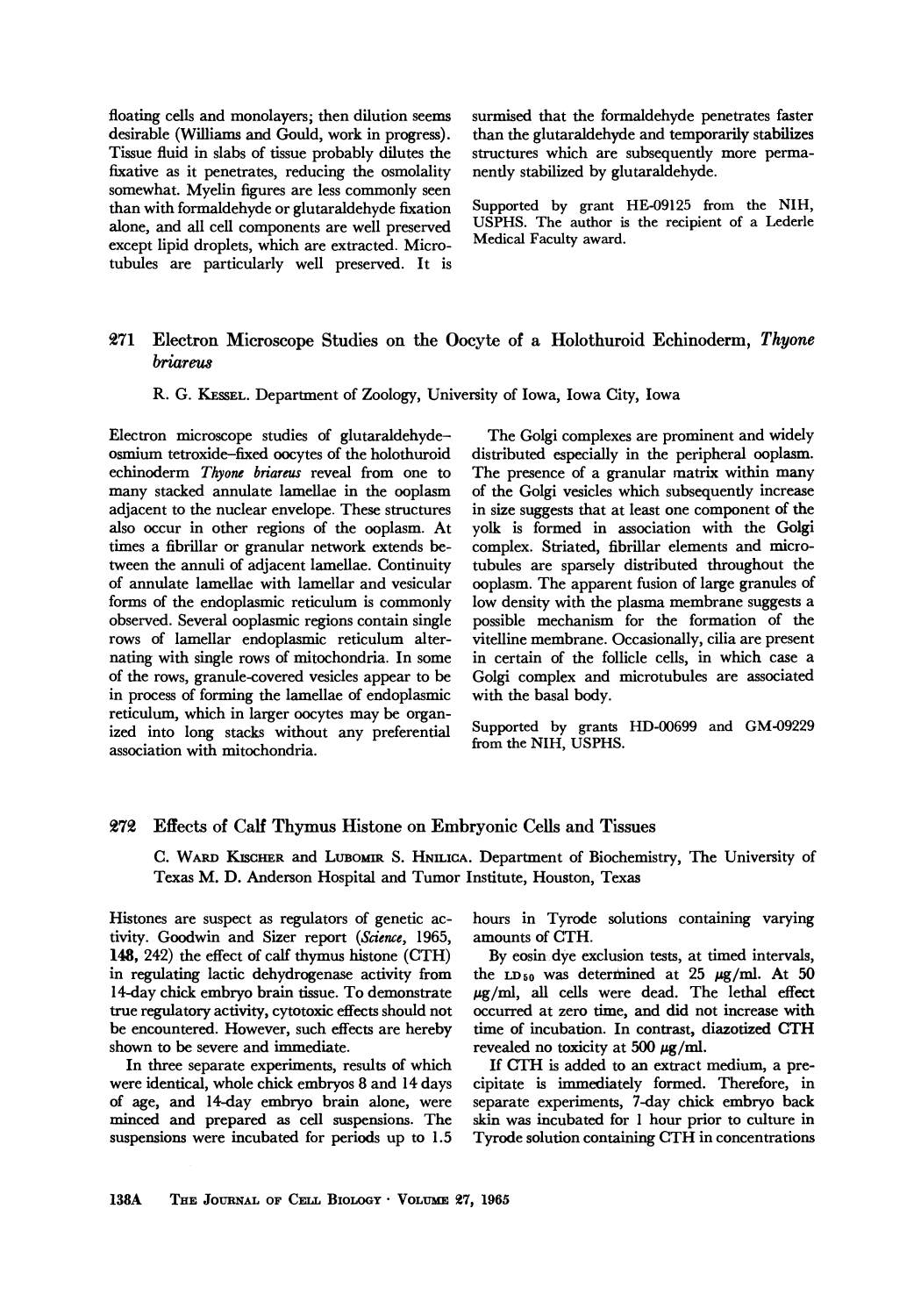floating cells and monolayers; then dilution seems desirable (Williams and Gould, work in progress). Tissue fluid in slabs of tissue probably dilutes the fixative as it penetrates, reducing the osmolality somewhat. Myelin figures are less commonly seen than with formaldehyde or glutaraldehyde fixation alone, and all cell components are well preserved except lipid droplets, which are extracted. Microtubules are particularly well preserved. It is surmised that the formaldehyde penetrates faster than the glutaraldehyde and temporarily stabilizes structures which are subsequently more permanently stabilized by glutaraldehyde.

Supported by grant HE-09125 from the NIH, USPHS. The author is the recipient of a Lederle Medical Faculty award.

## 271 Electron Microscope Studies on the Oocyte of a Holothuroid Echinoderm, *Thyone briareus*

R. G. KESSEL. Department of Zoology, University of Iowa, Iowa City, Iowa

Electron microscope studies of glutaraldehyde–osmium tetroxide–fixed oocytes of the holothuroid echinoderm *Thyone briareus* reveal from one to many stacked annulate lamellae in the ooplasm adjacent to the nuclear envelope. These structures also occur in other regions of the ooplasm. At times a fibrillar or granular network extends between the annuli of adjacent lamellae. Continuity of annulate lamellae with lamellar and vesicular forms of the endoplasmic reticulum is commonly observed. Several ooplasmic regions contain single rows of lamellar endoplasmic reticulum alternating with single rows of mitochondria. In some of the rows, granule-covered vesicles appear to be in process of forming the lamellae of endoplasmic reticulum, which in larger oocytes may be organized into long stacks without any preferential association with mitochondria.

The Golgi complexes are prominent and widely distributed especially in the peripheral ooplasm. The presence of a granular matrix within many of the Golgi vesicles which subsequently increase in size suggests that at least one component of the yolk is formed in association with the Golgi complex. Striated, fibrillar elements and microtubules are sparsely distributed throughout the ooplasm. The apparent fusion of large granules of low density with the plasma membrane suggests a possible mechanism for the formation of the vitelline membrane. Occasionally, cilia are present in certain of the follicle cells, in which case a Golgi complex and microtubules are associated with the basal body.

Supported by grants HD-00699 and GM-09229 from the NIH, USPHS.

## 272 Effects of Calf Thymus Histone on Embryonic Cells and Tissues

C. WARD KISCHER and LUBOMIR S. HNILICA. Department of Biochemistry, The University of Texas M. D. Anderson Hospital and Tumor Institute, Houston, Texas

Histones are suspect as regulators of genetic activity. Goodwin and Sizer report (*Science*, 1965, **148**, 242) the effect of calf thymus histone (CTH) in regulating lactic dehydrogenase activity from 14-day chick embryo brain tissue. To demonstrate true regulatory activity, cytotoxic effects should not be encountered. However, such effects are hereby shown to be severe and immediate.

In three separate experiments, results of which were identical, whole chick embryos 8 and 14 days of age, and 14-day embryo brain alone, were minced and prepared as cell suspensions. The suspensions were incubated for periods up to 1.5 hours in Tyrode solutions containing varying amounts of CTH.

By eosin dye exclusion tests, at timed intervals, the $LD_{50}$ was determined at 25 $\mu$g/ml. At 50 $\mu$g/ml, all cells were dead. The lethal effect occurred at zero time, and did not increase with time of incubation. In contrast, diazotized CTH revealed no toxicity at 500 $\mu$g/ml.

If CTH is added to an extract medium, a precipitate is immediately formed. Therefore, in separate experiments, 7-day chick embryo back skin was incubated for 1 hour prior to culture in Tyrode solution containing CTH in concentrations